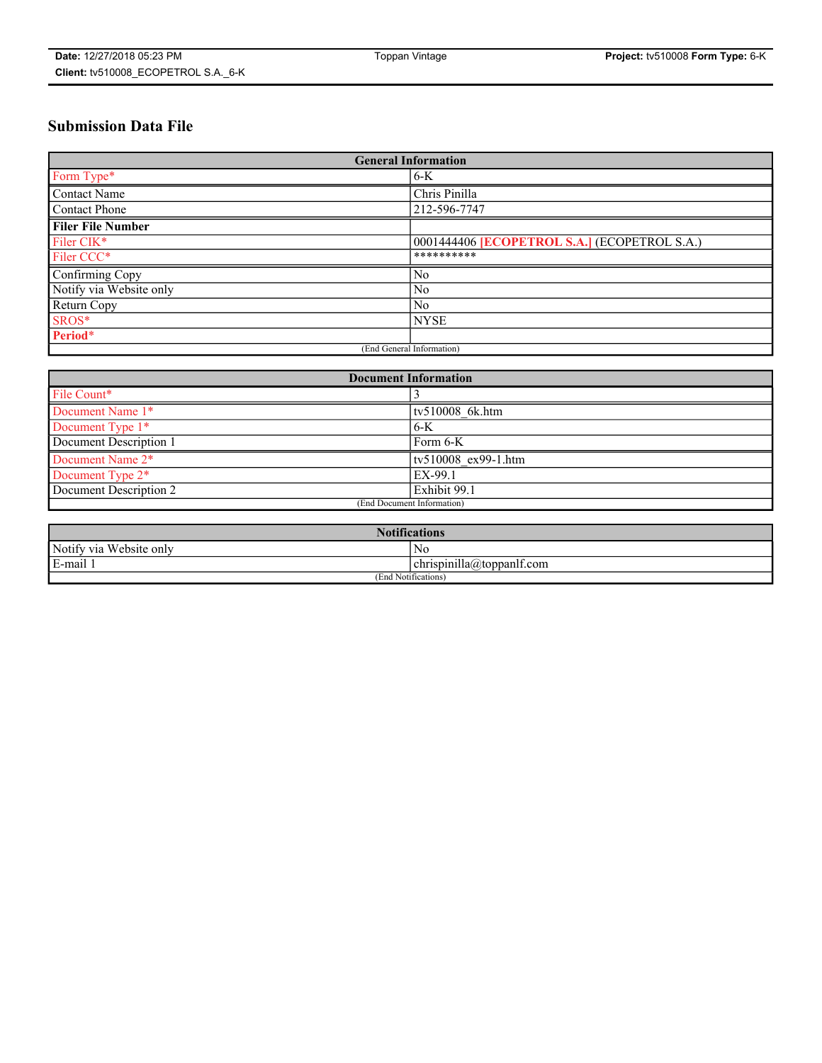# Submission Data File

| General Information | |
|---|---|
| Form Type* | 6-K |
| Contact Name | Chris Pinilla |
| Contact Phone | 212-596-7747 |
| **Filer File Number** | |
| Filer CIK* | 0001444406 **[ECOPETROL S.A.]** (ECOPETROL S.A.) |
| Filer CCC* | ********** |
| Confirming Copy | No |
| Notify via Website only | No |
| Return Copy | No |
| SROS* | NYSE |
| **Period*** | |
| (End General Information) | |

| Document Information | |
|---|---|
| File Count* | 3 |
| Document Name 1* | tv510008_6k.htm |
| Document Type 1* | 6-K |
| Document Description 1 | Form 6-K |
| Document Name 2* | tv510008_ex99-1.htm |
| Document Type 2* | EX-99.1 |
| Document Description 2 | Exhibit 99.1 |
| (End Document Information) | |

| Notifications | |
|---|---|
| Notify via Website only | No |
| E-mail 1 | chrispinilla@toppanlf.com |
| (End Notifications) | |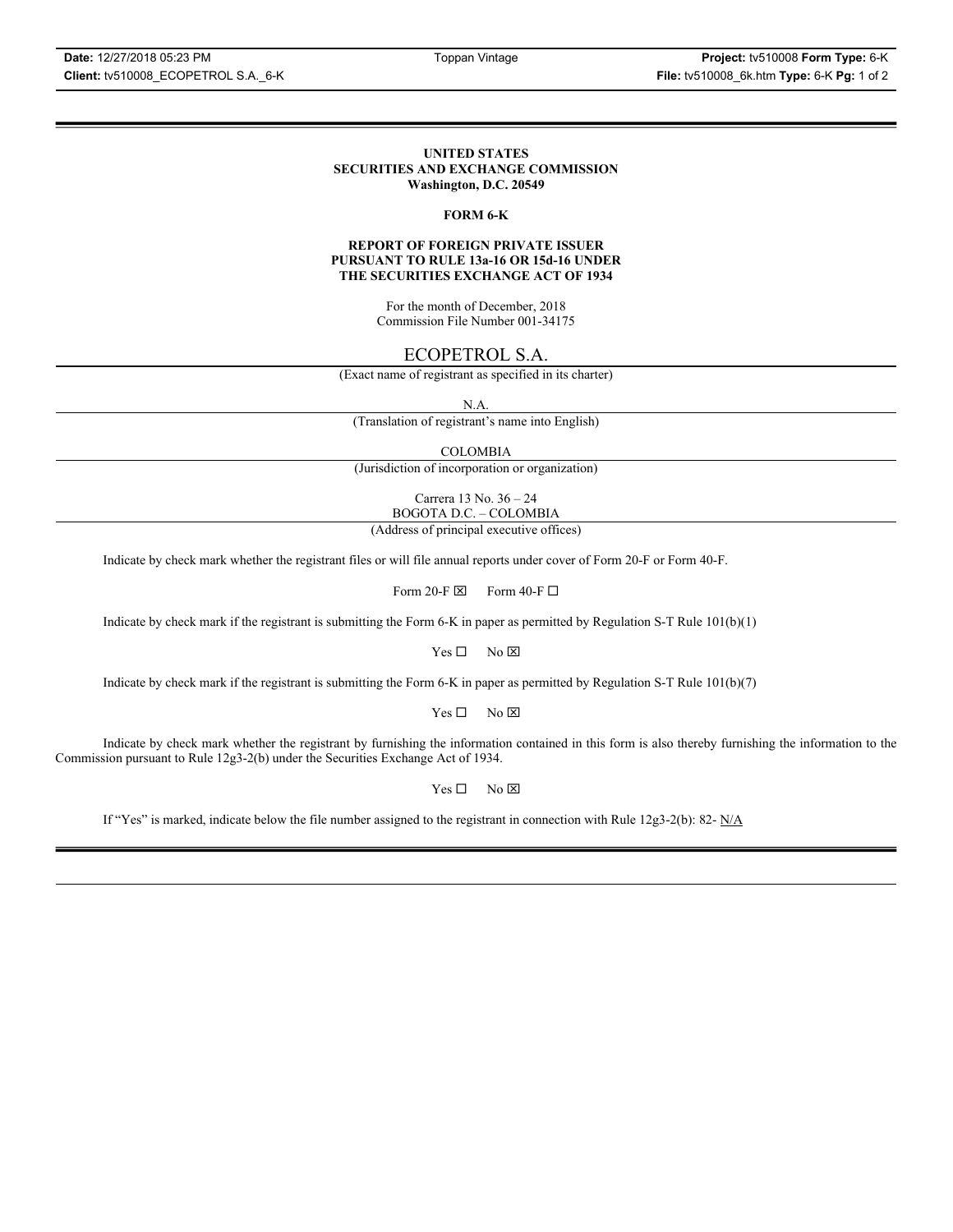# UNITED STATES
# SECURITIES AND EXCHANGE COMMISSION
**Washington, D.C. 20549**

## FORM 6-K

**REPORT OF FOREIGN PRIVATE ISSUER**
**PURSUANT TO RULE 13a-16 OR 15d-16 UNDER**
**THE SECURITIES EXCHANGE ACT OF 1934**

For the month of December, 2018
Commission File Number 001-34175

ECOPETROL S.A.

(Exact name of registrant as specified in its charter)

N.A.

(Translation of registrant's name into English)

COLOMBIA

(Jurisdiction of incorporation or organization)

Carrera 13 No. 36 – 24
BOGOTA D.C. – COLOMBIA

(Address of principal executive offices)

Indicate by check mark whether the registrant files or will file annual reports under cover of Form 20-F or Form 40-F.

Form 20-F ☒ Form 40-F ☐

Indicate by check mark if the registrant is submitting the Form 6-K in paper as permitted by Regulation S-T Rule 101(b)(1)

Yes ☐ No ☒

Indicate by check mark if the registrant is submitting the Form 6-K in paper as permitted by Regulation S-T Rule 101(b)(7)

Yes ☐ No ☒

Indicate by check mark whether the registrant by furnishing the information contained in this form is also thereby furnishing the information to the Commission pursuant to Rule 12g3-2(b) under the Securities Exchange Act of 1934.

Yes ☐ No ☒

If "Yes" is marked, indicate below the file number assigned to the registrant in connection with Rule 12g3-2(b): 82- N/A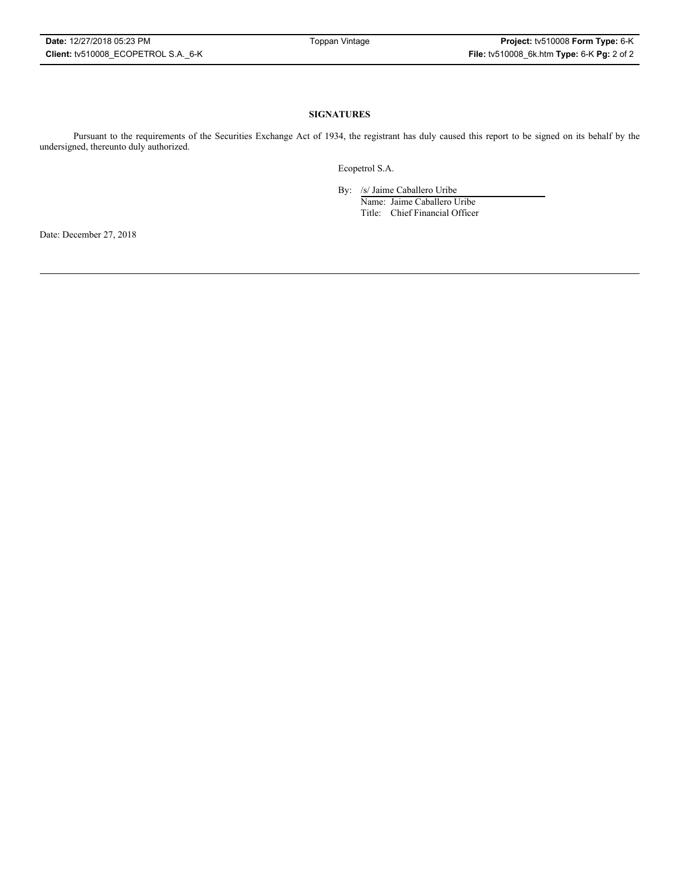**SIGNATURES**

Pursuant to the requirements of the Securities Exchange Act of 1934, the registrant has duly caused this report to be signed on its behalf by the undersigned, thereunto duly authorized.

Ecopetrol S.A.

By: /s/ Jaime Caballero Uribe
Name: Jaime Caballero Uribe
Title: Chief Financial Officer

Date: December 27, 2018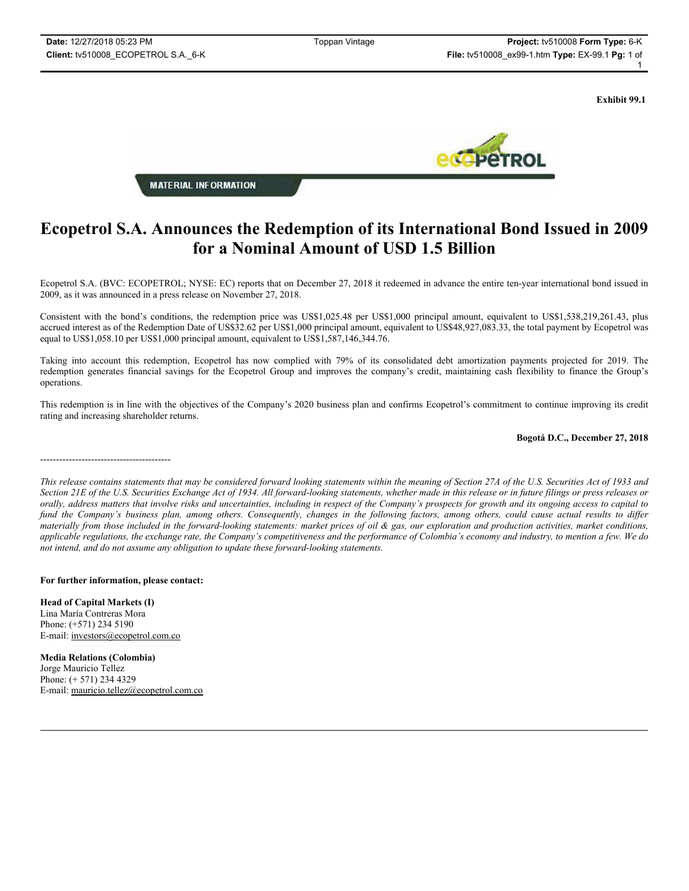**Exhibit 99.1**

**MATERIAL INFORMATION**

# Ecopetrol S.A. Announces the Redemption of its International Bond Issued in 2009 for a Nominal Amount of USD 1.5 Billion

Ecopetrol S.A. (BVC: ECOPETROL; NYSE: EC) reports that on December 27, 2018 it redeemed in advance the entire ten-year international bond issued in 2009, as it was announced in a press release on November 27, 2018.

Consistent with the bond's conditions, the redemption price was US$1,025.48 per US$1,000 principal amount, equivalent to US$1,538,219,261.43, plus accrued interest as of the Redemption Date of US$32.62 per US$1,000 principal amount, equivalent to US$48,927,083.33, the total payment by Ecopetrol was equal to US$1,058.10 per US$1,000 principal amount, equivalent to US$1,587,146,344.76.

Taking into account this redemption, Ecopetrol has now complied with 79% of its consolidated debt amortization payments projected for 2019. The redemption generates financial savings for the Ecopetrol Group and improves the company's credit, maintaining cash flexibility to finance the Group's operations.

This redemption is in line with the objectives of the Company's 2020 business plan and confirms Ecopetrol's commitment to continue improving its credit rating and increasing shareholder returns.

**Bogotá D.C., December 27, 2018**

-----------------------------------------

*This release contains statements that may be considered forward looking statements within the meaning of Section 27A of the U.S. Securities Act of 1933 and Section 21E of the U.S. Securities Exchange Act of 1934. All forward-looking statements, whether made in this release or in future filings or press releases or orally, address matters that involve risks and uncertainties, including in respect of the Company's prospects for growth and its ongoing access to capital to fund the Company's business plan, among others. Consequently, changes in the following factors, among others, could cause actual results to differ materially from those included in the forward-looking statements: market prices of oil & gas, our exploration and production activities, market conditions, applicable regulations, the exchange rate, the Company's competitiveness and the performance of Colombia's economy and industry, to mention a few. We do not intend, and do not assume any obligation to update these forward-looking statements.*

**For further information, please contact:**

**Head of Capital Markets (I)**
Lina María Contreras Mora
Phone: (+571) 234 5190
E-mail: investors@ecopetrol.com.co

**Media Relations (Colombia)**
Jorge Mauricio Tellez
Phone: (+ 571) 234 4329
E-mail: mauricio.tellez@ecopetrol.com.co